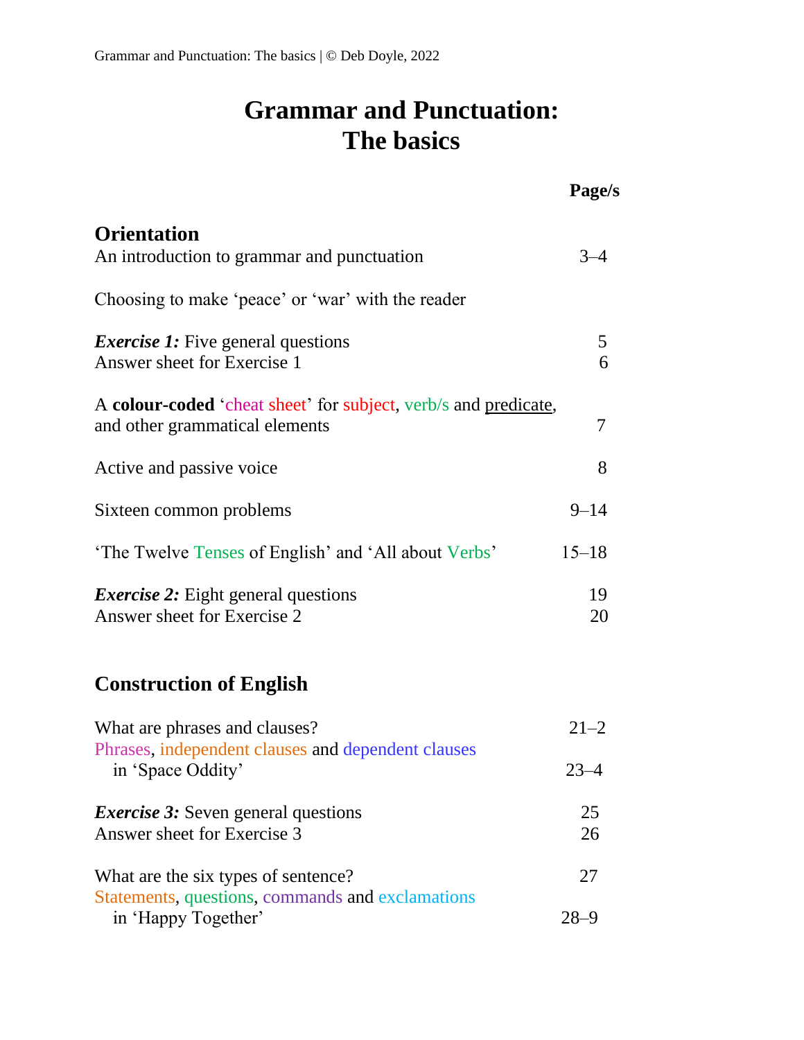# Grammar and Punctuation: The basics

| | Page/s |
|---|---|
| **Orientation** | |
| An introduction to grammar and punctuation | 3–4 |
| Choosing to make 'peace' or 'war' with the reader | |
| ***Exercise 1:*** Five general questions | 5 |
| Answer sheet for Exercise 1 | 6 |
| A **colour-coded** 'cheat sheet' for subject, verb/s and predicate, and other grammatical elements | 7 |
| Active and passive voice | 8 |
| Sixteen common problems | 9–14 |
| 'The Twelve Tenses of English' and 'All about Verbs' | 15–18 |
| ***Exercise 2:*** Eight general questions | 19 |
| Answer sheet for Exercise 2 | 20 |
| **Construction of English** | |
| What are phrases and clauses? | 21–2 |
| Phrases, independent clauses and dependent clauses in 'Space Oddity' | 23–4 |
| ***Exercise 3:*** Seven general questions | 25 |
| Answer sheet for Exercise 3 | 26 |
| What are the six types of sentence? | 27 |
| Statements, questions, commands and exclamations in 'Happy Together' | 28–9 |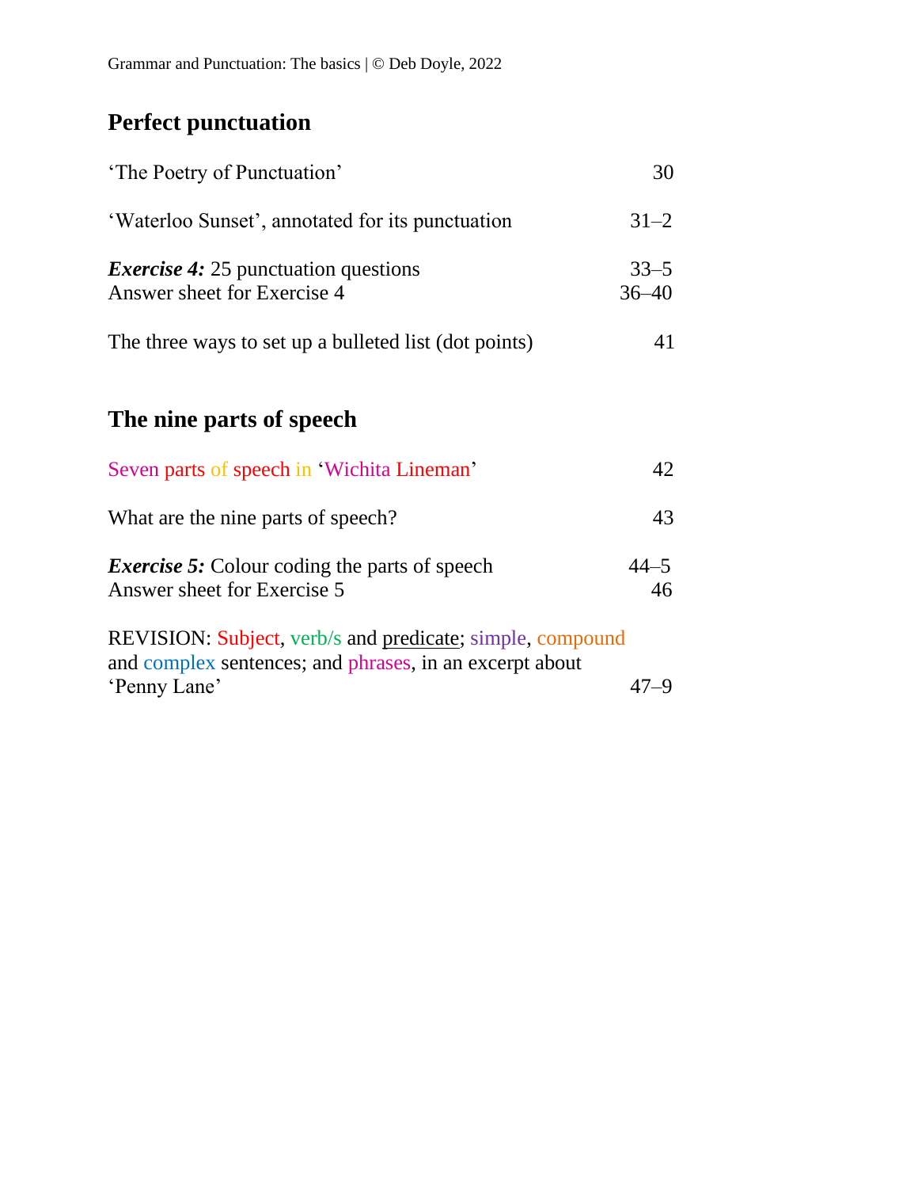## Perfect punctuation

| | |
|---|---|
| 'The Poetry of Punctuation' | 30 |
| 'Waterloo Sunset', annotated for its punctuation | 31–2 |
| ***Exercise 4:*** 25 punctuation questions | 33–5 |
| Answer sheet for Exercise 4 | 36–40 |
| The three ways to set up a bulleted list (dot points) | 41 |

## The nine parts of speech

| | |
|---|---|
| Seven parts of speech in 'Wichita Lineman' | 42 |
| What are the nine parts of speech? | 43 |
| ***Exercise 5:*** Colour coding the parts of speech | 44–5 |
| Answer sheet for Exercise 5 | 46 |
| REVISION: Subject, verb/s and predicate; simple, compound and complex sentences; and phrases, in an excerpt about 'Penny Lane' | 47–9 |